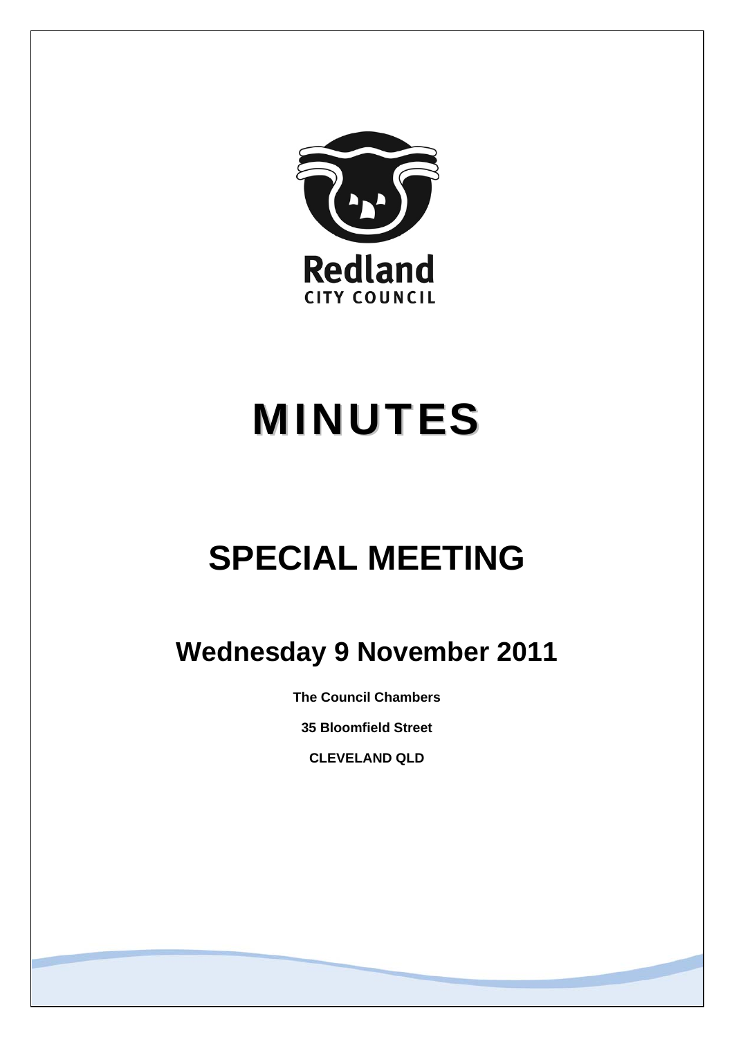Redland
CITY COUNCIL

# MINUTES

# SPECIAL MEETING

## Wednesday 9 November 2011

**The Council Chambers**

**35 Bloomfield Street**

**CLEVELAND QLD**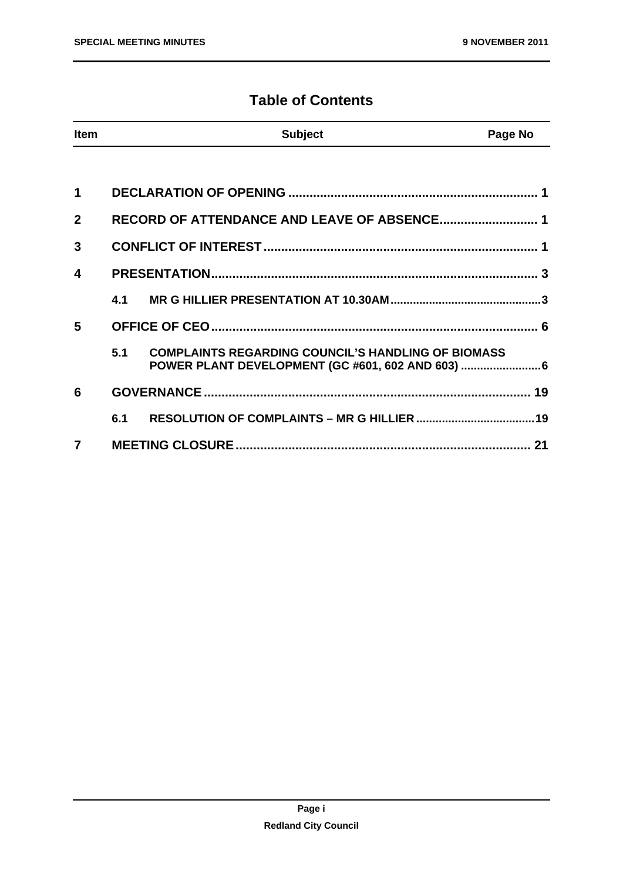# Table of Contents

| Item | | Subject | Page No |
|---|---|---|---|
| 1 | | DECLARATION OF OPENING | 1 |
| 2 | | RECORD OF ATTENDANCE AND LEAVE OF ABSENCE | 1 |
| 3 | | CONFLICT OF INTEREST | 1 |
| 4 | | PRESENTATION | 3 |
| | 4.1 | MR G HILLIER PRESENTATION AT 10.30AM | 3 |
| 5 | | OFFICE OF CEO | 6 |
| | 5.1 | COMPLAINTS REGARDING COUNCIL'S HANDLING OF BIOMASS POWER PLANT DEVELOPMENT (GC #601, 602 AND 603) | 6 |
| 6 | | GOVERNANCE | 19 |
| | 6.1 | RESOLUTION OF COMPLAINTS – MR G HILLIER | 19 |
| 7 | | MEETING CLOSURE | 21 |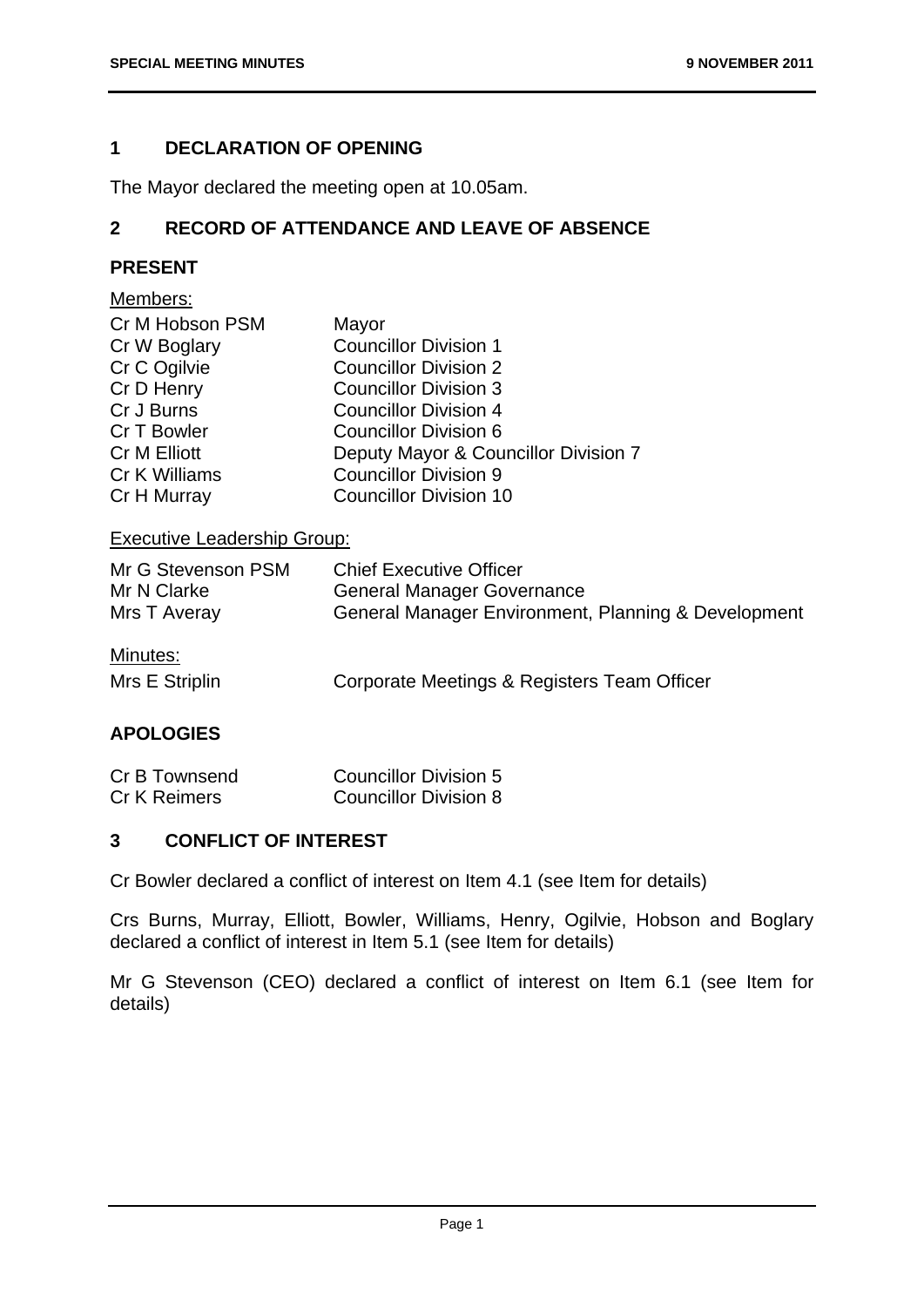## 1 DECLARATION OF OPENING

The Mayor declared the meeting open at 10.05am.

## 2 RECORD OF ATTENDANCE AND LEAVE OF ABSENCE

### PRESENT

Members:

| | |
|---|---|
| Cr M Hobson PSM | Mayor |
| Cr W Boglary | Councillor Division 1 |
| Cr C Ogilvie | Councillor Division 2 |
| Cr D Henry | Councillor Division 3 |
| Cr J Burns | Councillor Division 4 |
| Cr T Bowler | Councillor Division 6 |
| Cr M Elliott | Deputy Mayor & Councillor Division 7 |
| Cr K Williams | Councillor Division 9 |
| Cr H Murray | Councillor Division 10 |

Executive Leadership Group:

| | |
|---|---|
| Mr G Stevenson PSM | Chief Executive Officer |
| Mr N Clarke | General Manager Governance |
| Mrs T Averay | General Manager Environment, Planning & Development |

Minutes:

| | |
|---|---|
| Mrs E Striplin | Corporate Meetings & Registers Team Officer |

### APOLOGIES

| | |
|---|---|
| Cr B Townsend | Councillor Division 5 |
| Cr K Reimers | Councillor Division 8 |

## 3 CONFLICT OF INTEREST

Cr Bowler declared a conflict of interest on Item 4.1 (see Item for details)

Crs Burns, Murray, Elliott, Bowler, Williams, Henry, Ogilvie, Hobson and Boglary declared a conflict of interest in Item 5.1 (see Item for details)

Mr G Stevenson (CEO) declared a conflict of interest on Item 6.1 (see Item for details)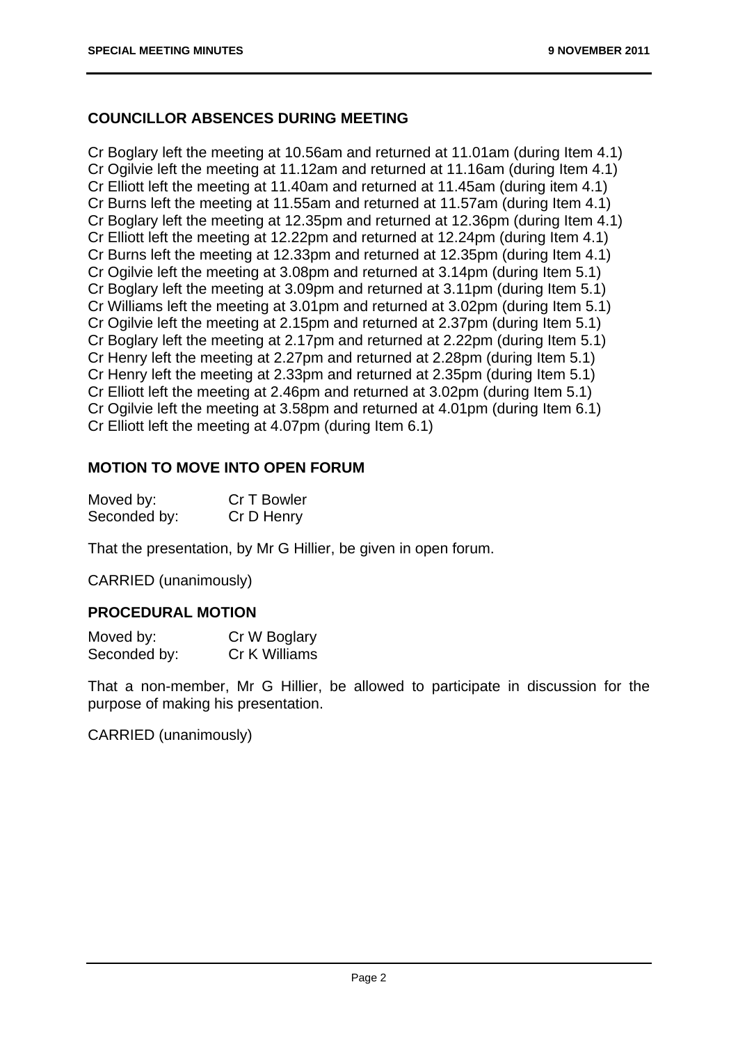## COUNCILLOR ABSENCES DURING MEETING

Cr Boglary left the meeting at 10.56am and returned at 11.01am (during Item 4.1)
Cr Ogilvie left the meeting at 11.12am and returned at 11.16am (during Item 4.1)
Cr Elliott left the meeting at 11.40am and returned at 11.45am (during item 4.1)
Cr Burns left the meeting at 11.55am and returned at 11.57am (during Item 4.1)
Cr Boglary left the meeting at 12.35pm and returned at 12.36pm (during Item 4.1)
Cr Elliott left the meeting at 12.22pm and returned at 12.24pm (during Item 4.1)
Cr Burns left the meeting at 12.33pm and returned at 12.35pm (during Item 4.1)
Cr Ogilvie left the meeting at 3.08pm and returned at 3.14pm (during Item 5.1)
Cr Boglary left the meeting at 3.09pm and returned at 3.11pm (during Item 5.1)
Cr Williams left the meeting at 3.01pm and returned at 3.02pm (during Item 5.1)
Cr Ogilvie left the meeting at 2.15pm and returned at 2.37pm (during Item 5.1)
Cr Boglary left the meeting at 2.17pm and returned at 2.22pm (during Item 5.1)
Cr Henry left the meeting at 2.27pm and returned at 2.28pm (during Item 5.1)
Cr Henry left the meeting at 2.33pm and returned at 2.35pm (during Item 5.1)
Cr Elliott left the meeting at 2.46pm and returned at 3.02pm (during Item 5.1)
Cr Ogilvie left the meeting at 3.58pm and returned at 4.01pm (during Item 6.1)
Cr Elliott left the meeting at 4.07pm (during Item 6.1)

## MOTION TO MOVE INTO OPEN FORUM

Moved by: Cr T Bowler
Seconded by: Cr D Henry

That the presentation, by Mr G Hillier, be given in open forum.

CARRIED (unanimously)

## PROCEDURAL MOTION

Moved by: Cr W Boglary
Seconded by: Cr K Williams

That a non-member, Mr G Hillier, be allowed to participate in discussion for the purpose of making his presentation.

CARRIED (unanimously)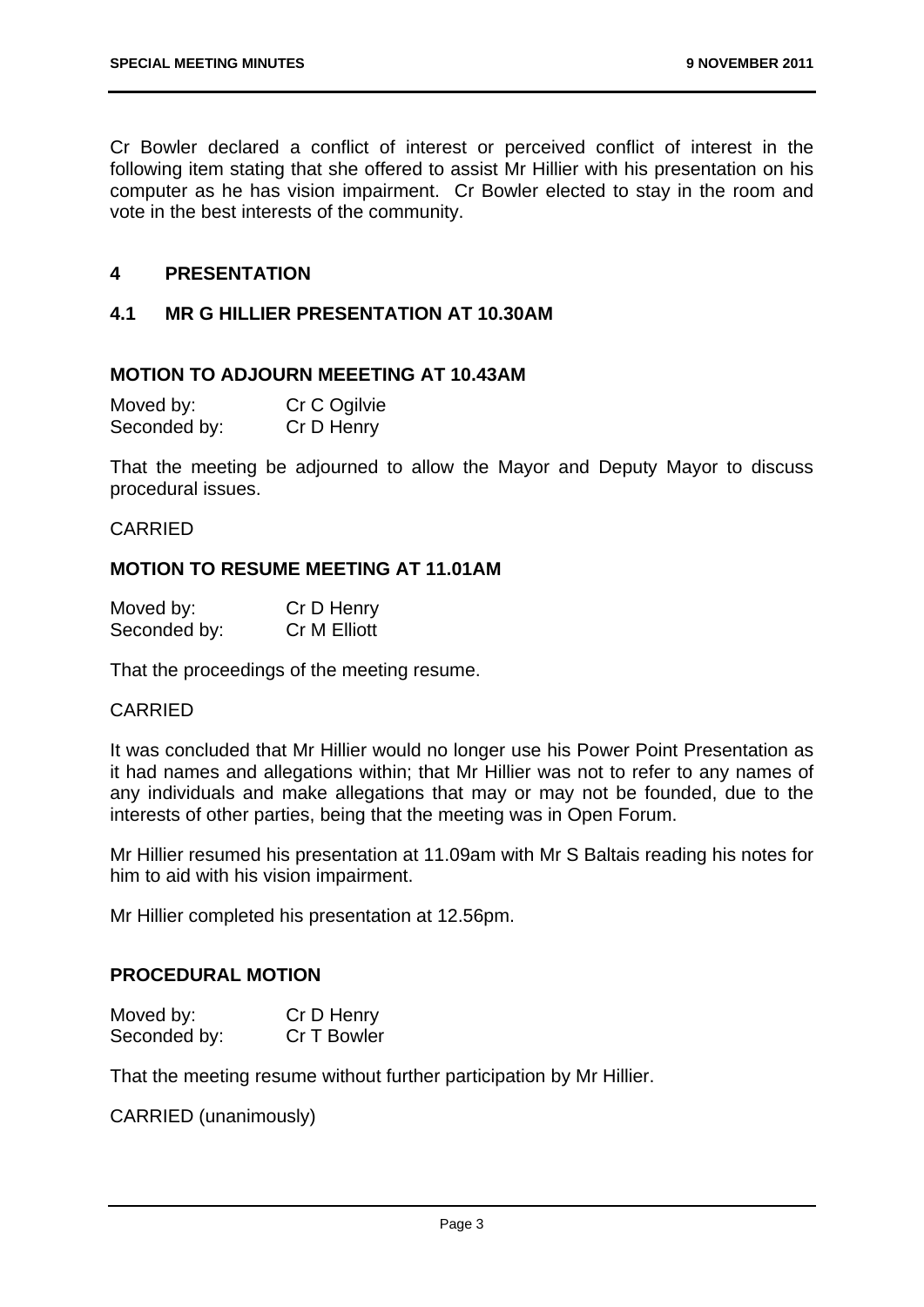Cr Bowler declared a conflict of interest or perceived conflict of interest in the following item stating that she offered to assist Mr Hillier with his presentation on his computer as he has vision impairment. Cr Bowler elected to stay in the room and vote in the best interests of the community.

## 4 PRESENTATION

### 4.1 MR G HILLIER PRESENTATION AT 10.30AM

**MOTION TO ADJOURN MEEETING AT 10.43AM**

Moved by: Cr C Ogilvie
Seconded by: Cr D Henry

That the meeting be adjourned to allow the Mayor and Deputy Mayor to discuss procedural issues.

CARRIED

**MOTION TO RESUME MEETING AT 11.01AM**

Moved by: Cr D Henry
Seconded by: Cr M Elliott

That the proceedings of the meeting resume.

CARRIED

It was concluded that Mr Hillier would no longer use his Power Point Presentation as it had names and allegations within; that Mr Hillier was not to refer to any names of any individuals and make allegations that may or may not be founded, due to the interests of other parties, being that the meeting was in Open Forum.

Mr Hillier resumed his presentation at 11.09am with Mr S Baltais reading his notes for him to aid with his vision impairment.

Mr Hillier completed his presentation at 12.56pm.

**PROCEDURAL MOTION**

Moved by: Cr D Henry
Seconded by: Cr T Bowler

That the meeting resume without further participation by Mr Hillier.

CARRIED (unanimously)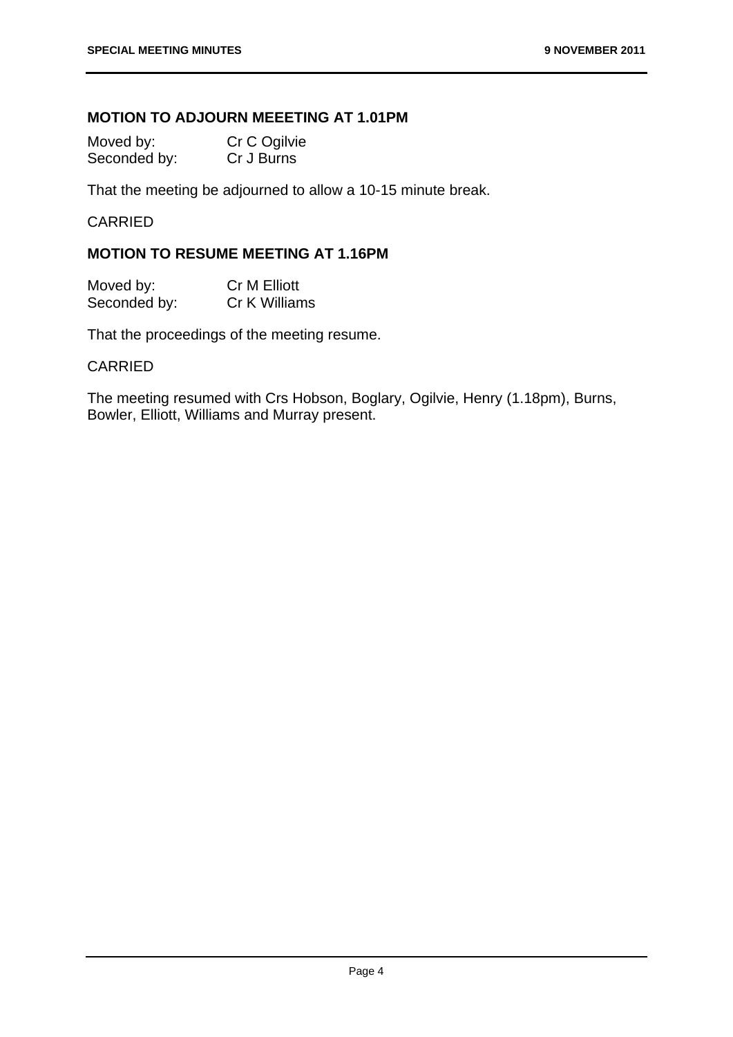**MOTION TO ADJOURN MEEETING AT 1.01PM**

Moved by: Cr C Ogilvie
Seconded by: Cr J Burns

That the meeting be adjourned to allow a 10-15 minute break.

CARRIED

**MOTION TO RESUME MEETING AT 1.16PM**

Moved by: Cr M Elliott
Seconded by: Cr K Williams

That the proceedings of the meeting resume.

CARRIED

The meeting resumed with Crs Hobson, Boglary, Ogilvie, Henry (1.18pm), Burns, Bowler, Elliott, Williams and Murray present.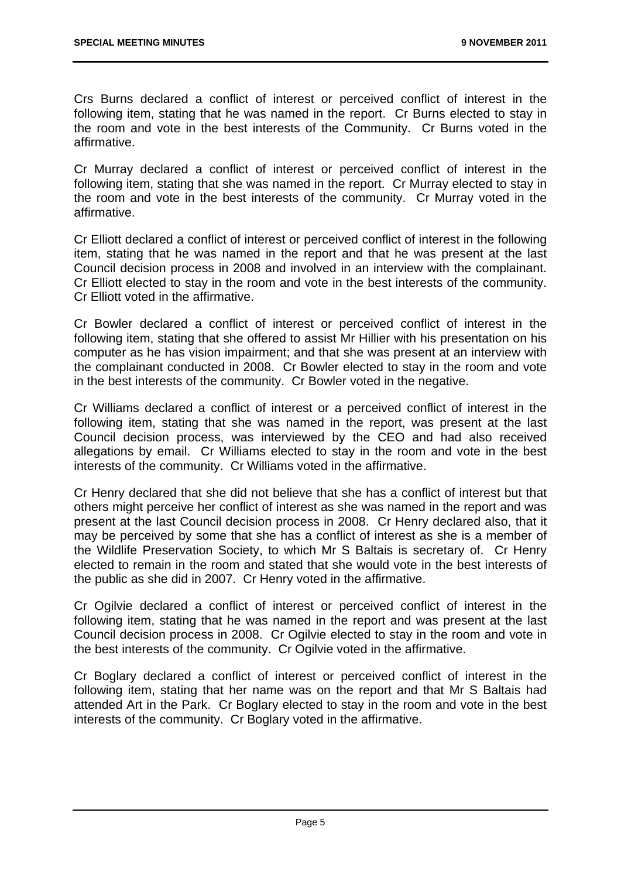Crs Burns declared a conflict of interest or perceived conflict of interest in the following item, stating that he was named in the report. Cr Burns elected to stay in the room and vote in the best interests of the Community. Cr Burns voted in the affirmative.

Cr Murray declared a conflict of interest or perceived conflict of interest in the following item, stating that she was named in the report. Cr Murray elected to stay in the room and vote in the best interests of the community. Cr Murray voted in the affirmative.

Cr Elliott declared a conflict of interest or perceived conflict of interest in the following item, stating that he was named in the report and that he was present at the last Council decision process in 2008 and involved in an interview with the complainant. Cr Elliott elected to stay in the room and vote in the best interests of the community. Cr Elliott voted in the affirmative.

Cr Bowler declared a conflict of interest or perceived conflict of interest in the following item, stating that she offered to assist Mr Hillier with his presentation on his computer as he has vision impairment; and that she was present at an interview with the complainant conducted in 2008. Cr Bowler elected to stay in the room and vote in the best interests of the community. Cr Bowler voted in the negative.

Cr Williams declared a conflict of interest or a perceived conflict of interest in the following item, stating that she was named in the report, was present at the last Council decision process, was interviewed by the CEO and had also received allegations by email. Cr Williams elected to stay in the room and vote in the best interests of the community. Cr Williams voted in the affirmative.

Cr Henry declared that she did not believe that she has a conflict of interest but that others might perceive her conflict of interest as she was named in the report and was present at the last Council decision process in 2008. Cr Henry declared also, that it may be perceived by some that she has a conflict of interest as she is a member of the Wildlife Preservation Society, to which Mr S Baltais is secretary of. Cr Henry elected to remain in the room and stated that she would vote in the best interests of the public as she did in 2007. Cr Henry voted in the affirmative.

Cr Ogilvie declared a conflict of interest or perceived conflict of interest in the following item, stating that he was named in the report and was present at the last Council decision process in 2008. Cr Ogilvie elected to stay in the room and vote in the best interests of the community. Cr Ogilvie voted in the affirmative.

Cr Boglary declared a conflict of interest or perceived conflict of interest in the following item, stating that her name was on the report and that Mr S Baltais had attended Art in the Park. Cr Boglary elected to stay in the room and vote in the best interests of the community. Cr Boglary voted in the affirmative.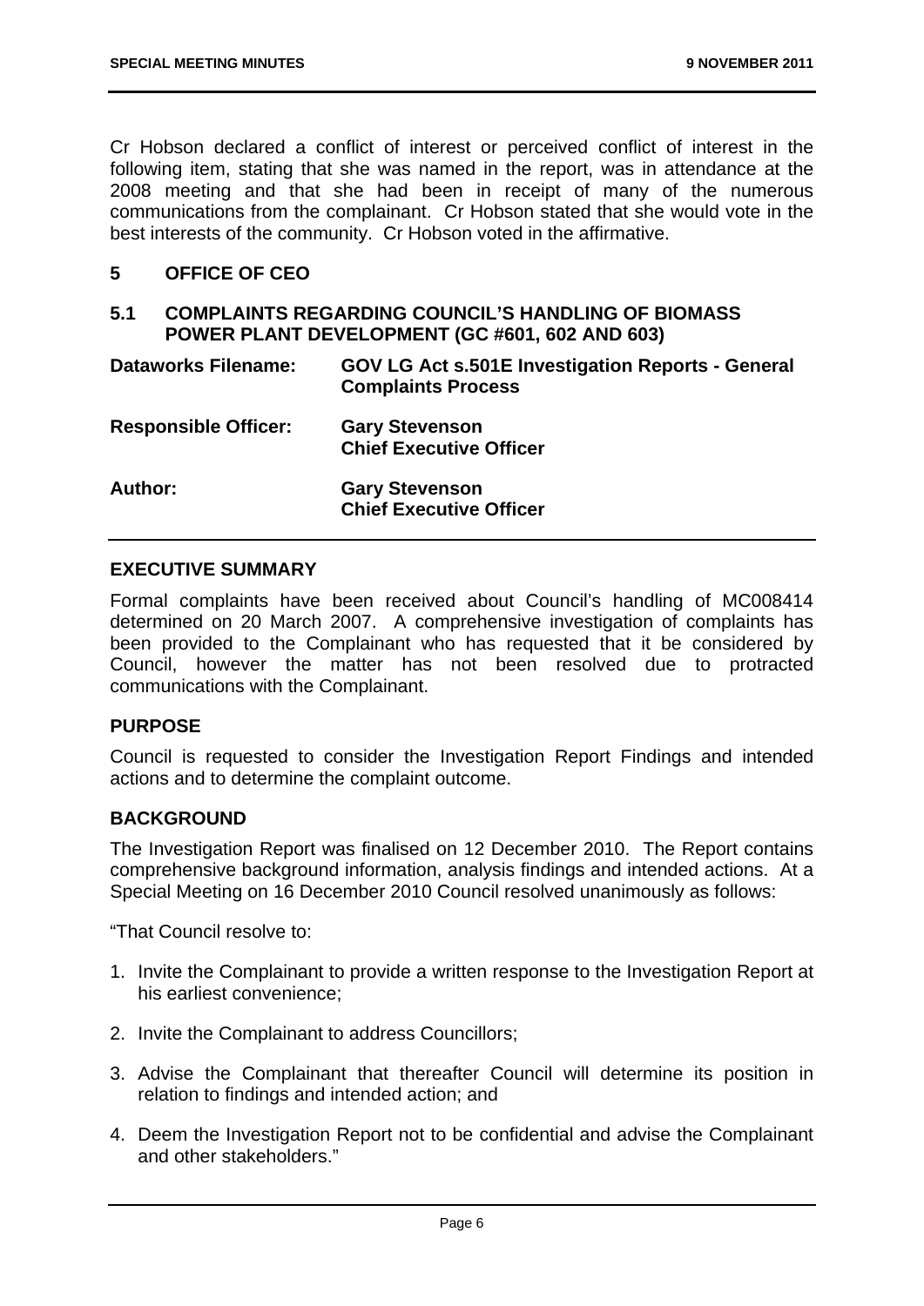Cr Hobson declared a conflict of interest or perceived conflict of interest in the following item, stating that she was named in the report, was in attendance at the 2008 meeting and that she had been in receipt of many of the numerous communications from the complainant. Cr Hobson stated that she would vote in the best interests of the community. Cr Hobson voted in the affirmative.

## 5 OFFICE OF CEO

### 5.1 COMPLAINTS REGARDING COUNCIL'S HANDLING OF BIOMASS POWER PLANT DEVELOPMENT (GC #601, 602 AND 603)

| | |
|---|---|
| **Dataworks Filename:** | **GOV LG Act s.501E Investigation Reports - General Complaints Process** |
| **Responsible Officer:** | **Gary Stevenson**<br>**Chief Executive Officer** |
| **Author:** | **Gary Stevenson**<br>**Chief Executive Officer** |

#### EXECUTIVE SUMMARY

Formal complaints have been received about Council's handling of MC008414 determined on 20 March 2007. A comprehensive investigation of complaints has been provided to the Complainant who has requested that it be considered by Council, however the matter has not been resolved due to protracted communications with the Complainant.

#### PURPOSE

Council is requested to consider the Investigation Report Findings and intended actions and to determine the complaint outcome.

#### BACKGROUND

The Investigation Report was finalised on 12 December 2010. The Report contains comprehensive background information, analysis findings and intended actions. At a Special Meeting on 16 December 2010 Council resolved unanimously as follows:

"That Council resolve to:

1. Invite the Complainant to provide a written response to the Investigation Report at his earliest convenience;
2. Invite the Complainant to address Councillors;
3. Advise the Complainant that thereafter Council will determine its position in relation to findings and intended action; and
4. Deem the Investigation Report not to be confidential and advise the Complainant and other stakeholders."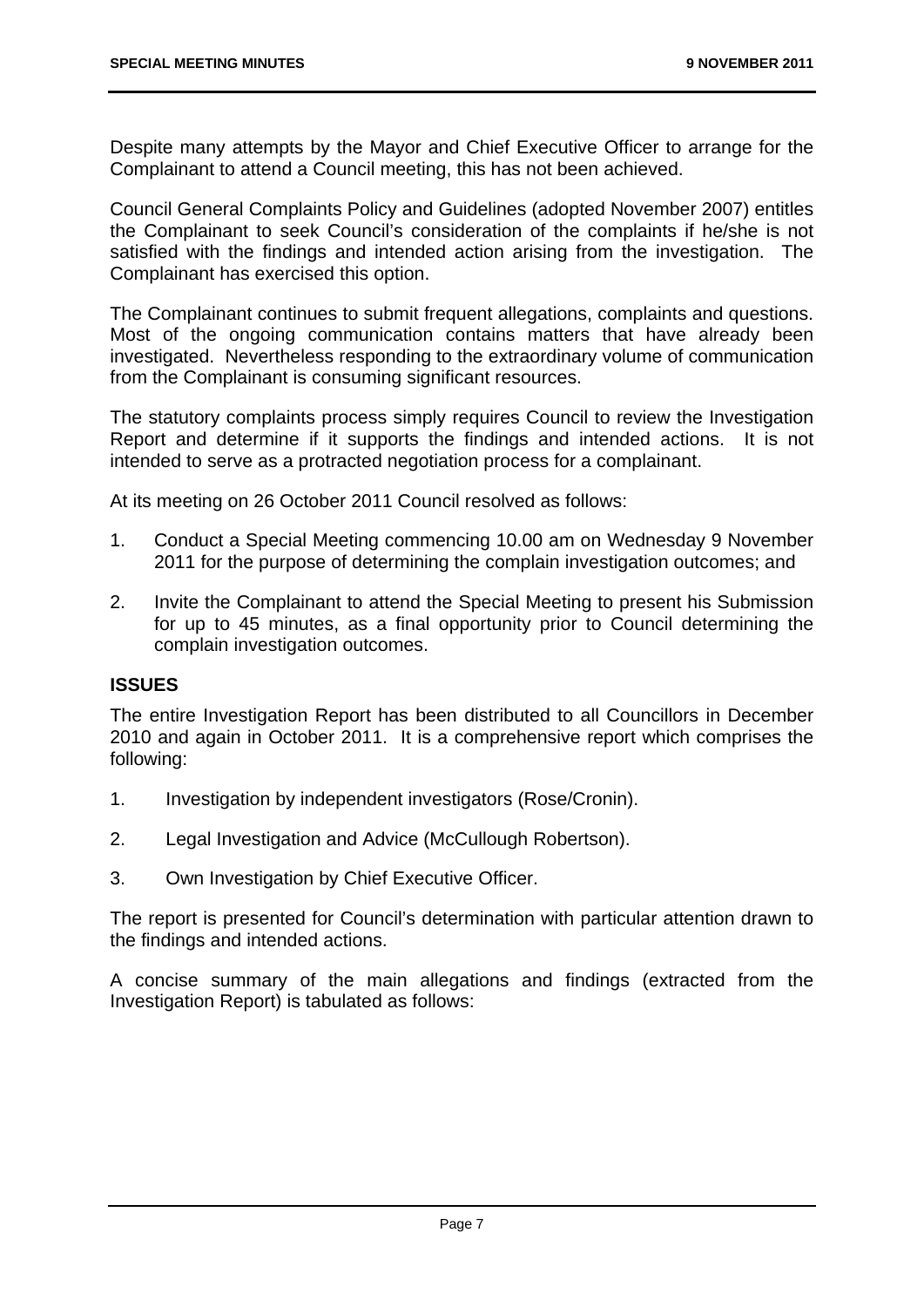Despite many attempts by the Mayor and Chief Executive Officer to arrange for the Complainant to attend a Council meeting, this has not been achieved.

Council General Complaints Policy and Guidelines (adopted November 2007) entitles the Complainant to seek Council's consideration of the complaints if he/she is not satisfied with the findings and intended action arising from the investigation. The Complainant has exercised this option.

The Complainant continues to submit frequent allegations, complaints and questions. Most of the ongoing communication contains matters that have already been investigated. Nevertheless responding to the extraordinary volume of communication from the Complainant is consuming significant resources.

The statutory complaints process simply requires Council to review the Investigation Report and determine if it supports the findings and intended actions. It is not intended to serve as a protracted negotiation process for a complainant.

At its meeting on 26 October 2011 Council resolved as follows:

1. Conduct a Special Meeting commencing 10.00 am on Wednesday 9 November 2011 for the purpose of determining the complain investigation outcomes; and
2. Invite the Complainant to attend the Special Meeting to present his Submission for up to 45 minutes, as a final opportunity prior to Council determining the complain investigation outcomes.

**ISSUES**

The entire Investigation Report has been distributed to all Councillors in December 2010 and again in October 2011. It is a comprehensive report which comprises the following:

1. Investigation by independent investigators (Rose/Cronin).
2. Legal Investigation and Advice (McCullough Robertson).
3. Own Investigation by Chief Executive Officer.

The report is presented for Council's determination with particular attention drawn to the findings and intended actions.

A concise summary of the main allegations and findings (extracted from the Investigation Report) is tabulated as follows: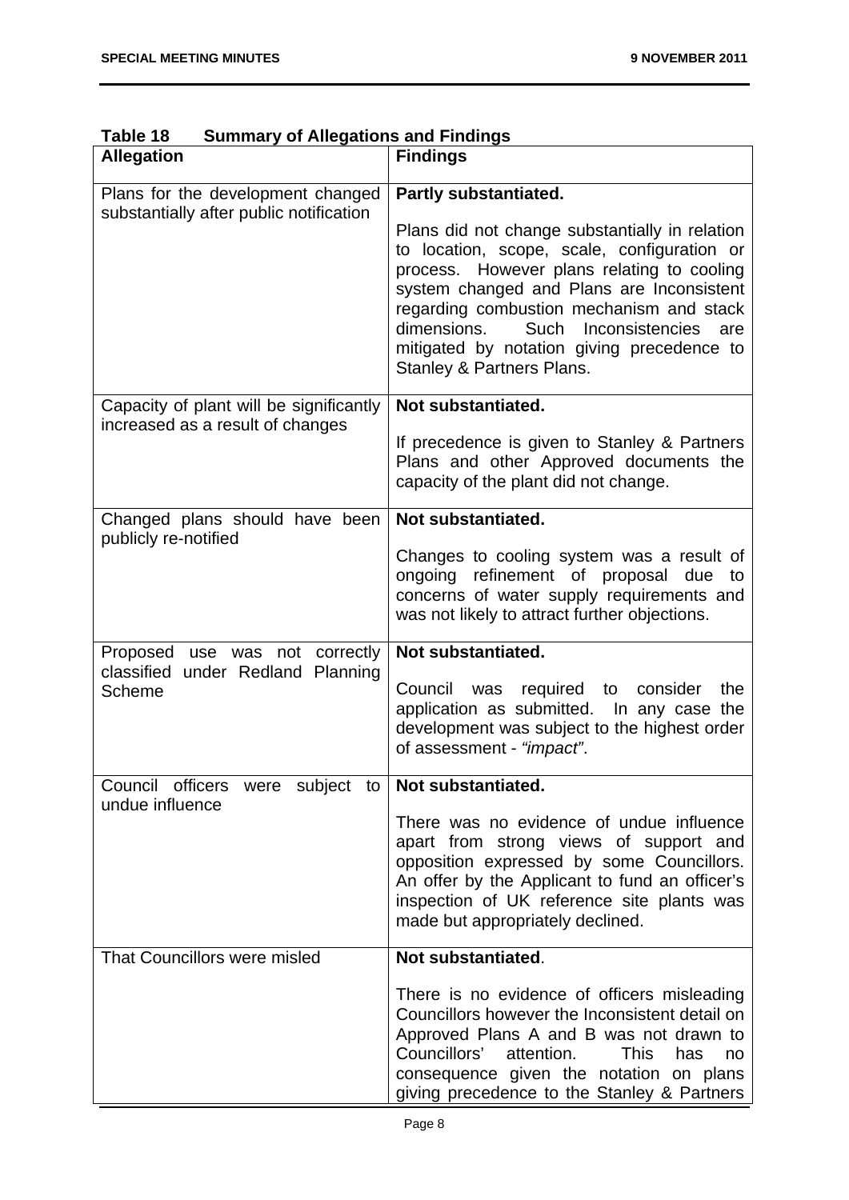**Table 18 Summary of Allegations and Findings**

| Allegation | Findings |
|---|---|
| Plans for the development changed substantially after public notification | **Partly substantiated.** Plans did not change substantially in relation to location, scope, scale, configuration or process. However plans relating to cooling system changed and Plans are Inconsistent regarding combustion mechanism and stack dimensions. Such Inconsistencies are mitigated by notation giving precedence to Stanley & Partners Plans. |
| Capacity of plant will be significantly increased as a result of changes | **Not substantiated.** If precedence is given to Stanley & Partners Plans and other Approved documents the capacity of the plant did not change. |
| Changed plans should have been publicly re-notified | **Not substantiated.** Changes to cooling system was a result of ongoing refinement of proposal due to concerns of water supply requirements and was not likely to attract further objections. |
| Proposed use was not correctly classified under Redland Planning Scheme | **Not substantiated.** Council was required to consider the application as submitted. In any case the development was subject to the highest order of assessment - *"impact"*. |
| Council officers were subject to undue influence | **Not substantiated.** There was no evidence of undue influence apart from strong views of support and opposition expressed by some Councillors. An offer by the Applicant to fund an officer's inspection of UK reference site plants was made but appropriately declined. |
| That Councillors were misled | **Not substantiated**. There is no evidence of officers misleading Councillors however the Inconsistent detail on Approved Plans A and B was not drawn to Councillors' attention. This has no consequence given the notation on plans giving precedence to the Stanley & Partners |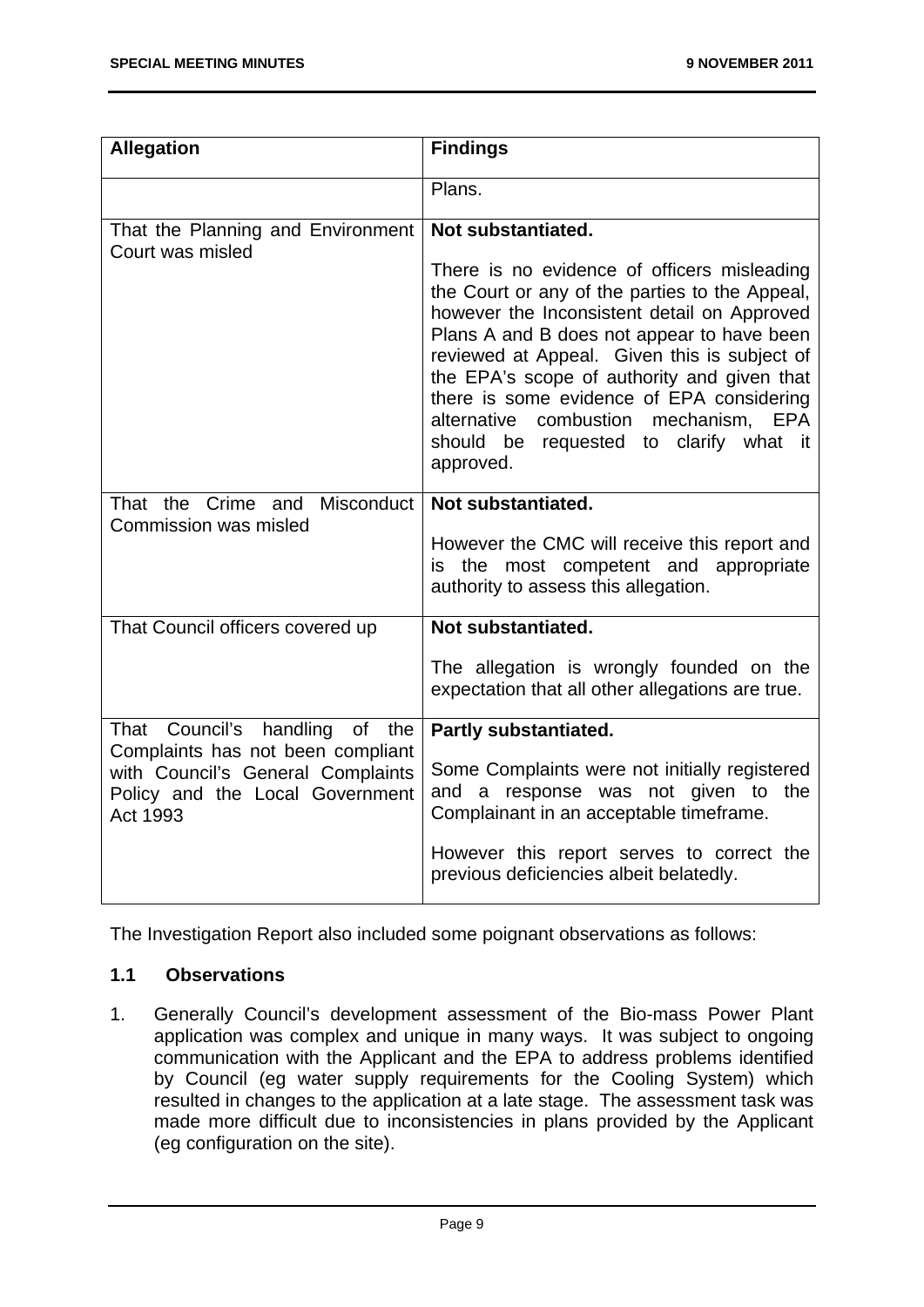| Allegation | Findings |
| --- | --- |
| | Plans. |
| That the Planning and Environment Court was misled | **Not substantiated.**<br><br>There is no evidence of officers misleading the Court or any of the parties to the Appeal, however the Inconsistent detail on Approved Plans A and B does not appear to have been reviewed at Appeal. Given this is subject of the EPA's scope of authority and given that there is some evidence of EPA considering alternative combustion mechanism, EPA should be requested to clarify what it approved. |
| That the Crime and Misconduct Commission was misled | **Not substantiated.**<br><br>However the CMC will receive this report and is the most competent and appropriate authority to assess this allegation. |
| That Council officers covered up | **Not substantiated.**<br><br>The allegation is wrongly founded on the expectation that all other allegations are true. |
| That Council's handling of the Complaints has not been compliant with Council's General Complaints Policy and the Local Government Act 1993 | **Partly substantiated.**<br><br>Some Complaints were not initially registered and a response was not given to the Complainant in an acceptable timeframe.<br><br>However this report serves to correct the previous deficiencies albeit belatedly. |

The Investigation Report also included some poignant observations as follows:

### 1.1 Observations

1. Generally Council's development assessment of the Bio-mass Power Plant application was complex and unique in many ways. It was subject to ongoing communication with the Applicant and the EPA to address problems identified by Council (eg water supply requirements for the Cooling System) which resulted in changes to the application at a late stage. The assessment task was made more difficult due to inconsistencies in plans provided by the Applicant (eg configuration on the site).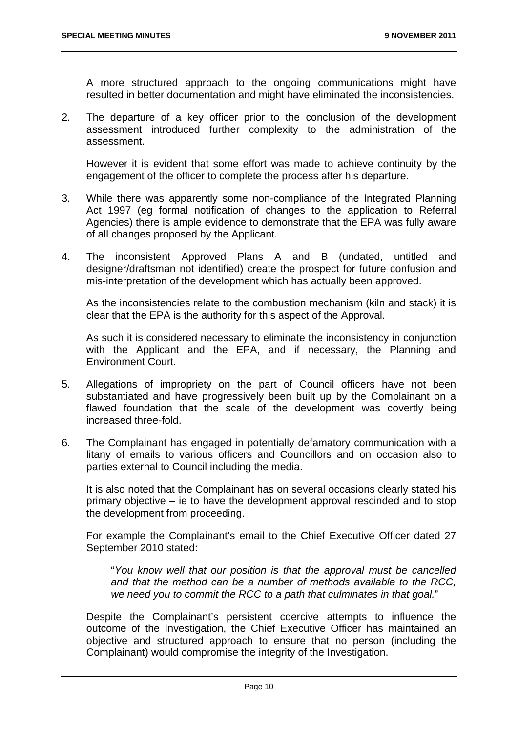A more structured approach to the ongoing communications might have resulted in better documentation and might have eliminated the inconsistencies.

2. The departure of a key officer prior to the conclusion of the development assessment introduced further complexity to the administration of the assessment.

   However it is evident that some effort was made to achieve continuity by the engagement of the officer to complete the process after his departure.

3. While there was apparently some non-compliance of the Integrated Planning Act 1997 (eg formal notification of changes to the application to Referral Agencies) there is ample evidence to demonstrate that the EPA was fully aware of all changes proposed by the Applicant.

4. The inconsistent Approved Plans A and B (undated, untitled and designer/draftsman not identified) create the prospect for future confusion and mis-interpretation of the development which has actually been approved.

   As the inconsistencies relate to the combustion mechanism (kiln and stack) it is clear that the EPA is the authority for this aspect of the Approval.

   As such it is considered necessary to eliminate the inconsistency in conjunction with the Applicant and the EPA, and if necessary, the Planning and Environment Court.

5. Allegations of impropriety on the part of Council officers have not been substantiated and have progressively been built up by the Complainant on a flawed foundation that the scale of the development was covertly being increased three-fold.

6. The Complainant has engaged in potentially defamatory communication with a litany of emails to various officers and Councillors and on occasion also to parties external to Council including the media.

   It is also noted that the Complainant has on several occasions clearly stated his primary objective – ie to have the development approval rescinded and to stop the development from proceeding.

   For example the Complainant's email to the Chief Executive Officer dated 27 September 2010 stated:

   > "*You know well that our position is that the approval must be cancelled and that the method can be a number of methods available to the RCC, we need you to commit the RCC to a path that culminates in that goal.*"

   Despite the Complainant's persistent coercive attempts to influence the outcome of the Investigation, the Chief Executive Officer has maintained an objective and structured approach to ensure that no person (including the Complainant) would compromise the integrity of the Investigation.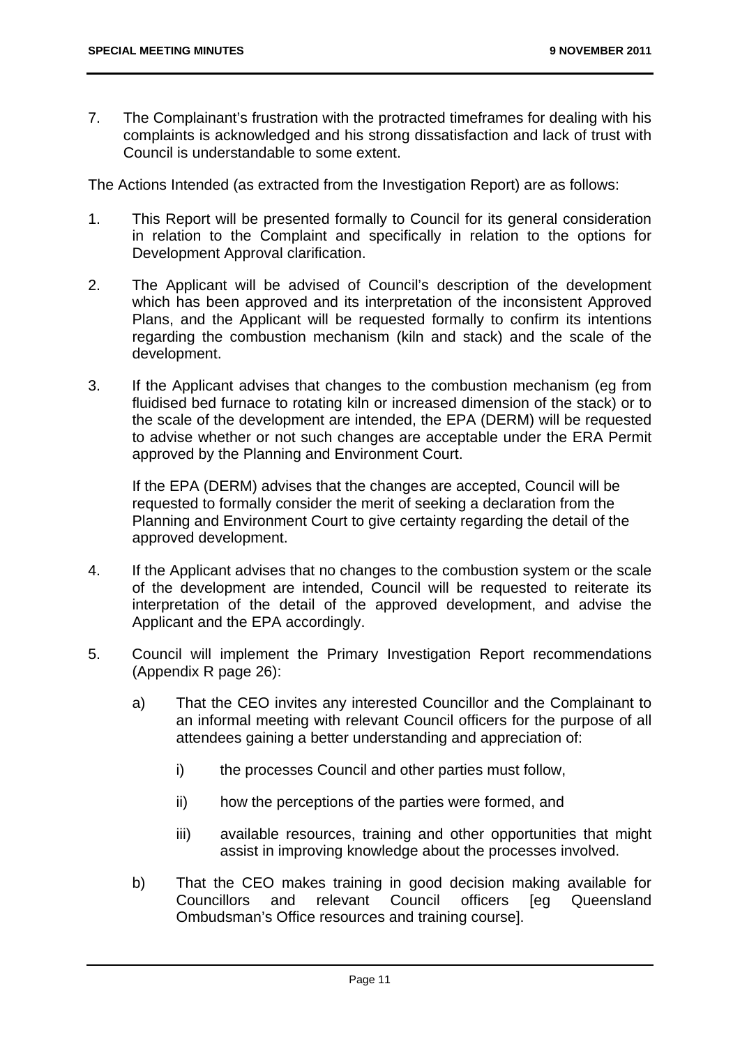7. The Complainant's frustration with the protracted timeframes for dealing with his complaints is acknowledged and his strong dissatisfaction and lack of trust with Council is understandable to some extent.

The Actions Intended (as extracted from the Investigation Report) are as follows:

1. This Report will be presented formally to Council for its general consideration in relation to the Complaint and specifically in relation to the options for Development Approval clarification.

2. The Applicant will be advised of Council's description of the development which has been approved and its interpretation of the inconsistent Approved Plans, and the Applicant will be requested formally to confirm its intentions regarding the combustion mechanism (kiln and stack) and the scale of the development.

3. If the Applicant advises that changes to the combustion mechanism (eg from fluidised bed furnace to rotating kiln or increased dimension of the stack) or to the scale of the development are intended, the EPA (DERM) will be requested to advise whether or not such changes are acceptable under the ERA Permit approved by the Planning and Environment Court.

   If the EPA (DERM) advises that the changes are accepted, Council will be requested to formally consider the merit of seeking a declaration from the Planning and Environment Court to give certainty regarding the detail of the approved development.

4. If the Applicant advises that no changes to the combustion system or the scale of the development are intended, Council will be requested to reiterate its interpretation of the detail of the approved development, and advise the Applicant and the EPA accordingly.

5. Council will implement the Primary Investigation Report recommendations (Appendix R page 26):

   a) That the CEO invites any interested Councillor and the Complainant to an informal meeting with relevant Council officers for the purpose of all attendees gaining a better understanding and appreciation of:

      i) the processes Council and other parties must follow,

      ii) how the perceptions of the parties were formed, and

      iii) available resources, training and other opportunities that might assist in improving knowledge about the processes involved.

   b) That the CEO makes training in good decision making available for Councillors and relevant Council officers [eg Queensland Ombudsman's Office resources and training course].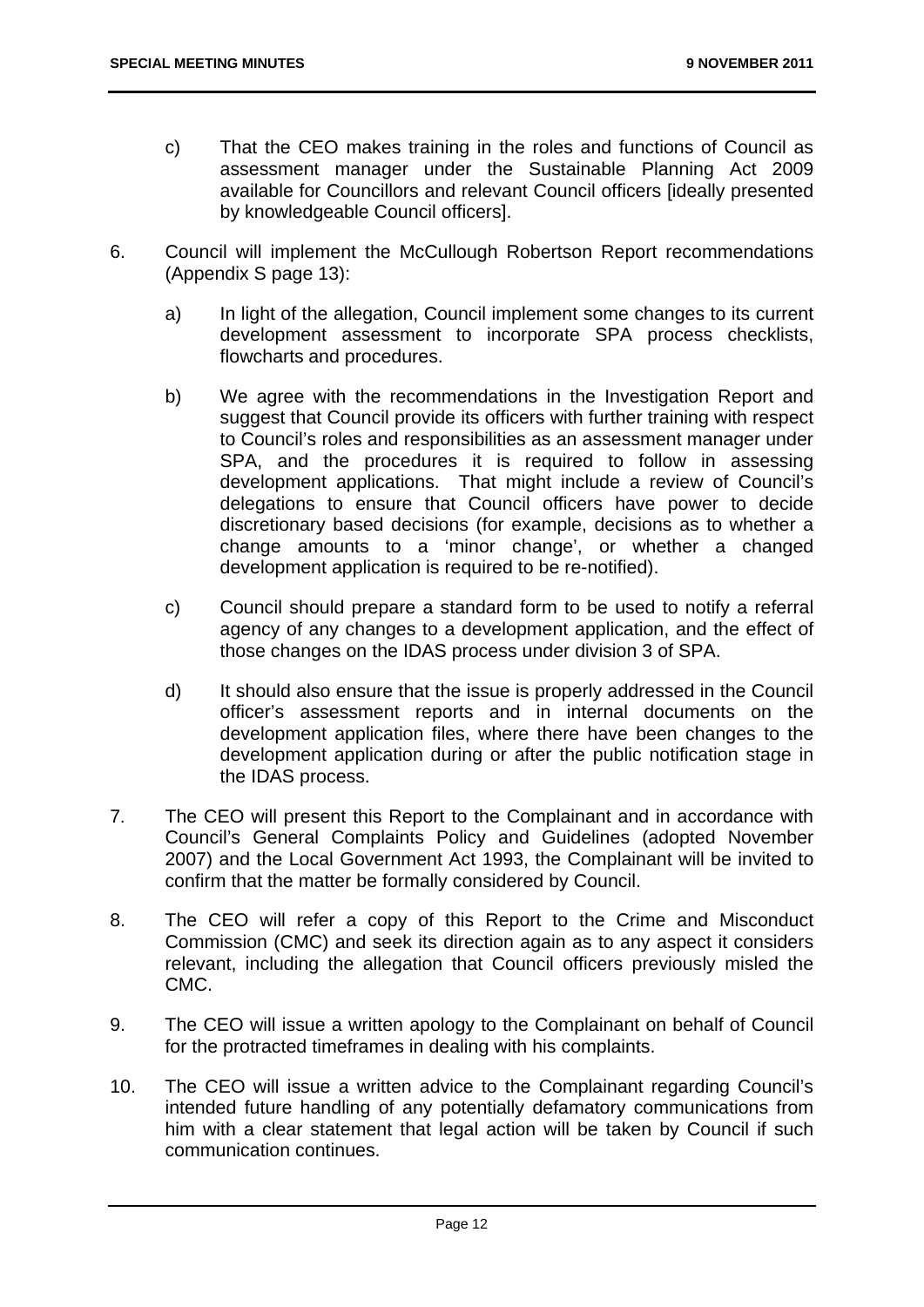c) That the CEO makes training in the roles and functions of Council as assessment manager under the Sustainable Planning Act 2009 available for Councillors and relevant Council officers [ideally presented by knowledgeable Council officers].

6. Council will implement the McCullough Robertson Report recommendations (Appendix S page 13):

   a) In light of the allegation, Council implement some changes to its current development assessment to incorporate SPA process checklists, flowcharts and procedures.

   b) We agree with the recommendations in the Investigation Report and suggest that Council provide its officers with further training with respect to Council's roles and responsibilities as an assessment manager under SPA, and the procedures it is required to follow in assessing development applications. That might include a review of Council's delegations to ensure that Council officers have power to decide discretionary based decisions (for example, decisions as to whether a change amounts to a 'minor change', or whether a changed development application is required to be re-notified).

   c) Council should prepare a standard form to be used to notify a referral agency of any changes to a development application, and the effect of those changes on the IDAS process under division 3 of SPA.

   d) It should also ensure that the issue is properly addressed in the Council officer's assessment reports and in internal documents on the development application files, where there have been changes to the development application during or after the public notification stage in the IDAS process.

7. The CEO will present this Report to the Complainant and in accordance with Council's General Complaints Policy and Guidelines (adopted November 2007) and the Local Government Act 1993, the Complainant will be invited to confirm that the matter be formally considered by Council.

8. The CEO will refer a copy of this Report to the Crime and Misconduct Commission (CMC) and seek its direction again as to any aspect it considers relevant, including the allegation that Council officers previously misled the CMC.

9. The CEO will issue a written apology to the Complainant on behalf of Council for the protracted timeframes in dealing with his complaints.

10. The CEO will issue a written advice to the Complainant regarding Council's intended future handling of any potentially defamatory communications from him with a clear statement that legal action will be taken by Council if such communication continues.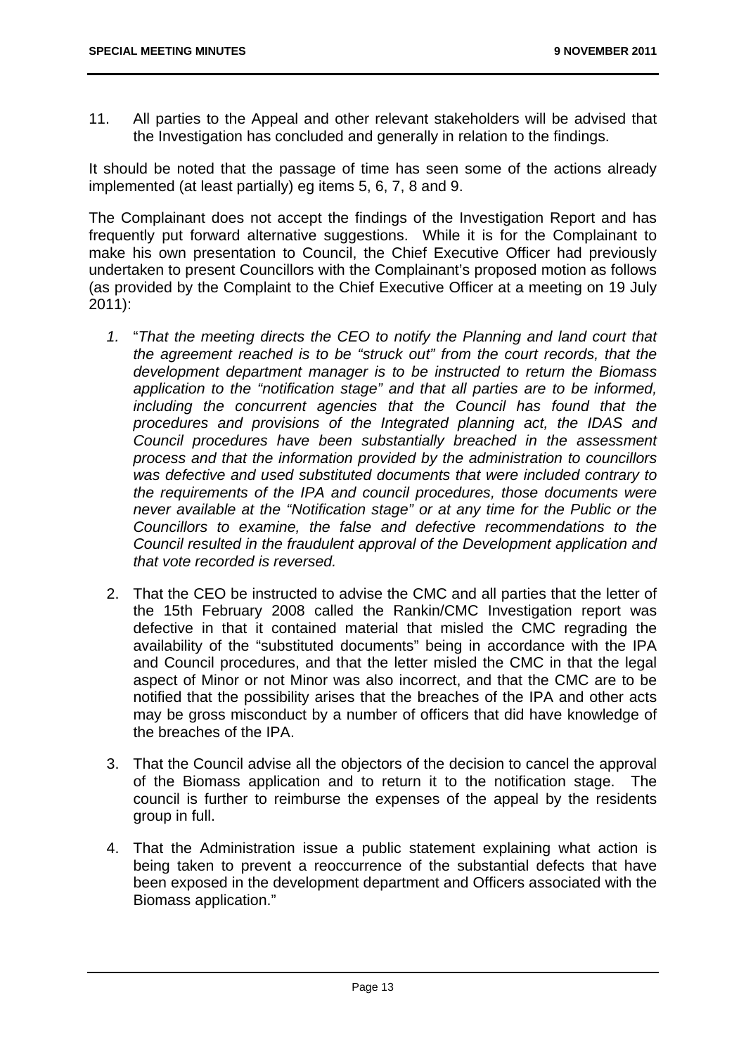11. All parties to the Appeal and other relevant stakeholders will be advised that the Investigation has concluded and generally in relation to the findings.

It should be noted that the passage of time has seen some of the actions already implemented (at least partially) eg items 5, 6, 7, 8 and 9.

The Complainant does not accept the findings of the Investigation Report and has frequently put forward alternative suggestions. While it is for the Complainant to make his own presentation to Council, the Chief Executive Officer had previously undertaken to present Councillors with the Complainant's proposed motion as follows (as provided by the Complaint to the Chief Executive Officer at a meeting on 19 July 2011):

1. "*That the meeting directs the CEO to notify the Planning and land court that the agreement reached is to be "struck out" from the court records, that the development department manager is to be instructed to return the Biomass application to the "notification stage" and that all parties are to be informed, including the concurrent agencies that the Council has found that the procedures and provisions of the Integrated planning act, the IDAS and Council procedures have been substantially breached in the assessment process and that the information provided by the administration to councillors was defective and used substituted documents that were included contrary to the requirements of the IPA and council procedures, those documents were never available at the "Notification stage" or at any time for the Public or the Councillors to examine, the false and defective recommendations to the Council resulted in the fraudulent approval of the Development application and that vote recorded is reversed.*

2. That the CEO be instructed to advise the CMC and all parties that the letter of the 15th February 2008 called the Rankin/CMC Investigation report was defective in that it contained material that misled the CMC regrading the availability of the "substituted documents" being in accordance with the IPA and Council procedures, and that the letter misled the CMC in that the legal aspect of Minor or not Minor was also incorrect, and that the CMC are to be notified that the possibility arises that the breaches of the IPA and other acts may be gross misconduct by a number of officers that did have knowledge of the breaches of the IPA.

3. That the Council advise all the objectors of the decision to cancel the approval of the Biomass application and to return it to the notification stage. The council is further to reimburse the expenses of the appeal by the residents group in full.

4. That the Administration issue a public statement explaining what action is being taken to prevent a reoccurrence of the substantial defects that have been exposed in the development department and Officers associated with the Biomass application."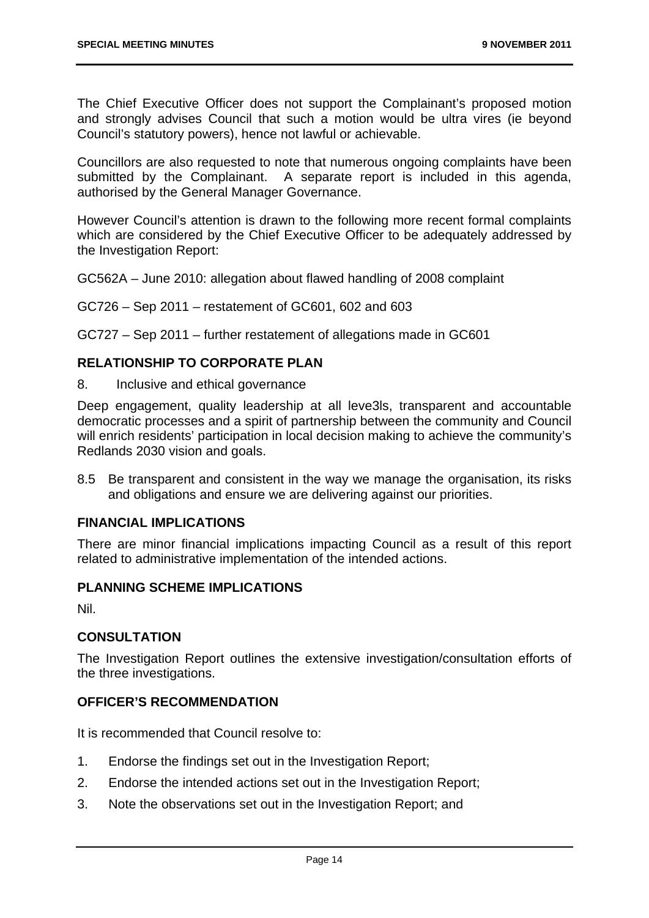The Chief Executive Officer does not support the Complainant's proposed motion and strongly advises Council that such a motion would be ultra vires (ie beyond Council's statutory powers), hence not lawful or achievable.

Councillors are also requested to note that numerous ongoing complaints have been submitted by the Complainant. A separate report is included in this agenda, authorised by the General Manager Governance.

However Council's attention is drawn to the following more recent formal complaints which are considered by the Chief Executive Officer to be adequately addressed by the Investigation Report:

GC562A – June 2010: allegation about flawed handling of 2008 complaint

GC726 – Sep 2011 – restatement of GC601, 602 and 603

GC727 – Sep 2011 – further restatement of allegations made in GC601

## RELATIONSHIP TO CORPORATE PLAN

8. Inclusive and ethical governance

Deep engagement, quality leadership at all leve3ls, transparent and accountable democratic processes and a spirit of partnership between the community and Council will enrich residents' participation in local decision making to achieve the community's Redlands 2030 vision and goals.

8.5 Be transparent and consistent in the way we manage the organisation, its risks and obligations and ensure we are delivering against our priorities.

## FINANCIAL IMPLICATIONS

There are minor financial implications impacting Council as a result of this report related to administrative implementation of the intended actions.

## PLANNING SCHEME IMPLICATIONS

Nil.

## CONSULTATION

The Investigation Report outlines the extensive investigation/consultation efforts of the three investigations.

## OFFICER'S RECOMMENDATION

It is recommended that Council resolve to:

1. Endorse the findings set out in the Investigation Report;
2. Endorse the intended actions set out in the Investigation Report;
3. Note the observations set out in the Investigation Report; and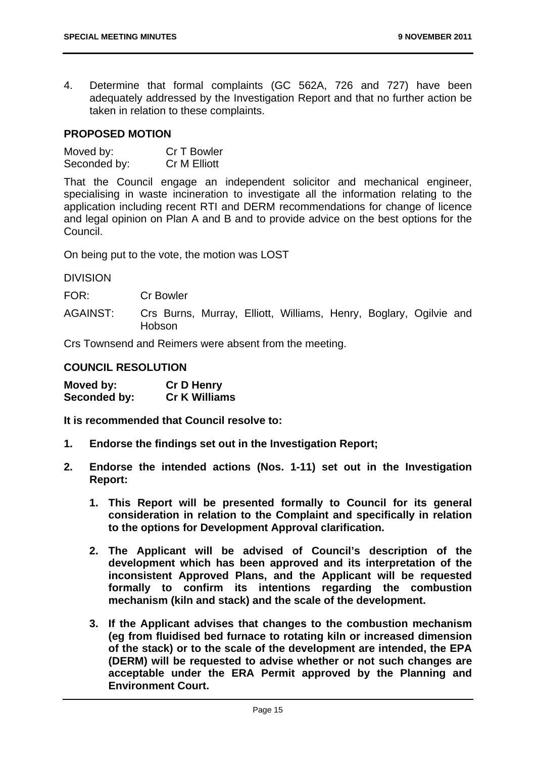4. Determine that formal complaints (GC 562A, 726 and 727) have been adequately addressed by the Investigation Report and that no further action be taken in relation to these complaints.

**PROPOSED MOTION**

Moved by: Cr T Bowler
Seconded by: Cr M Elliott

That the Council engage an independent solicitor and mechanical engineer, specialising in waste incineration to investigate all the information relating to the application including recent RTI and DERM recommendations for change of licence and legal opinion on Plan A and B and to provide advice on the best options for the Council.

On being put to the vote, the motion was LOST

DIVISION

FOR: Cr Bowler

AGAINST: Crs Burns, Murray, Elliott, Williams, Henry, Boglary, Ogilvie and Hobson

Crs Townsend and Reimers were absent from the meeting.

**COUNCIL RESOLUTION**

**Moved by: Cr D Henry**
**Seconded by: Cr K Williams**

**It is recommended that Council resolve to:**

1. **Endorse the findings set out in the Investigation Report;**

2. **Endorse the intended actions (Nos. 1-11) set out in the Investigation Report:**

    1. **This Report will be presented formally to Council for its general consideration in relation to the Complaint and specifically in relation to the options for Development Approval clarification.**

    2. **The Applicant will be advised of Council's description of the development which has been approved and its interpretation of the inconsistent Approved Plans, and the Applicant will be requested formally to confirm its intentions regarding the combustion mechanism (kiln and stack) and the scale of the development.**

    3. **If the Applicant advises that changes to the combustion mechanism (eg from fluidised bed furnace to rotating kiln or increased dimension of the stack) or to the scale of the development are intended, the EPA (DERM) will be requested to advise whether or not such changes are acceptable under the ERA Permit approved by the Planning and Environment Court.**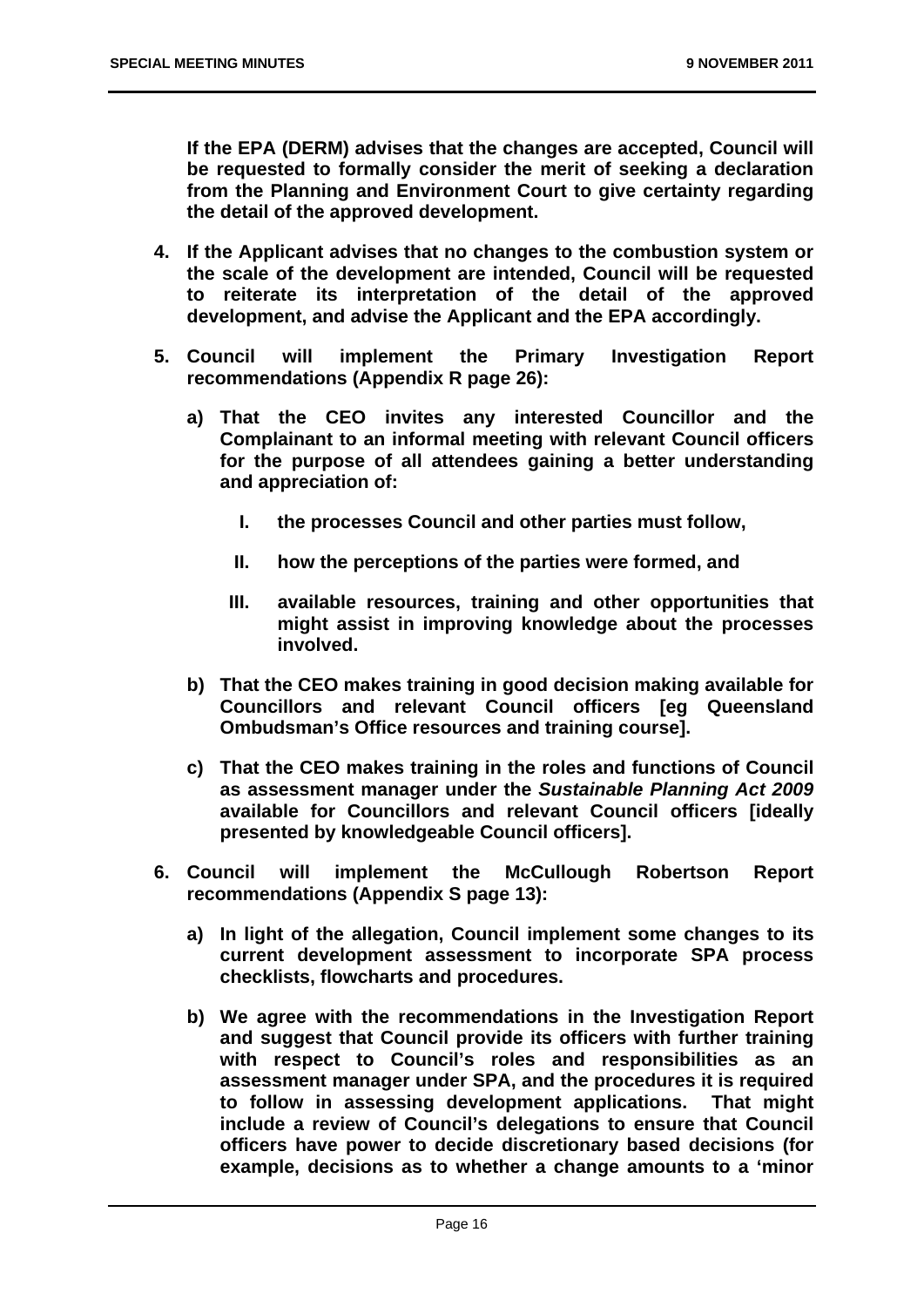**If the EPA (DERM) advises that the changes are accepted, Council will be requested to formally consider the merit of seeking a declaration from the Planning and Environment Court to give certainty regarding the detail of the approved development.**

4. **If the Applicant advises that no changes to the combustion system or the scale of the development are intended, Council will be requested to reiterate its interpretation of the detail of the approved development, and advise the Applicant and the EPA accordingly.**

5. **Council will implement the Primary Investigation Report recommendations (Appendix R page 26):**

    a) **That the CEO invites any interested Councillor and the Complainant to an informal meeting with relevant Council officers for the purpose of all attendees gaining a better understanding and appreciation of:**

        I. **the processes Council and other parties must follow,**

        II. **how the perceptions of the parties were formed, and**

        III. **available resources, training and other opportunities that might assist in improving knowledge about the processes involved.**

    b) **That the CEO makes training in good decision making available for Councillors and relevant Council officers [eg Queensland Ombudsman's Office resources and training course].**

    c) **That the CEO makes training in the roles and functions of Council as assessment manager under the *Sustainable Planning Act 2009* available for Councillors and relevant Council officers [ideally presented by knowledgeable Council officers].**

6. **Council will implement the McCullough Robertson Report recommendations (Appendix S page 13):**

    a) **In light of the allegation, Council implement some changes to its current development assessment to incorporate SPA process checklists, flowcharts and procedures.**

    b) **We agree with the recommendations in the Investigation Report and suggest that Council provide its officers with further training with respect to Council's roles and responsibilities as an assessment manager under SPA, and the procedures it is required to follow in assessing development applications. That might include a review of Council's delegations to ensure that Council officers have power to decide discretionary based decisions (for example, decisions as to whether a change amounts to a 'minor**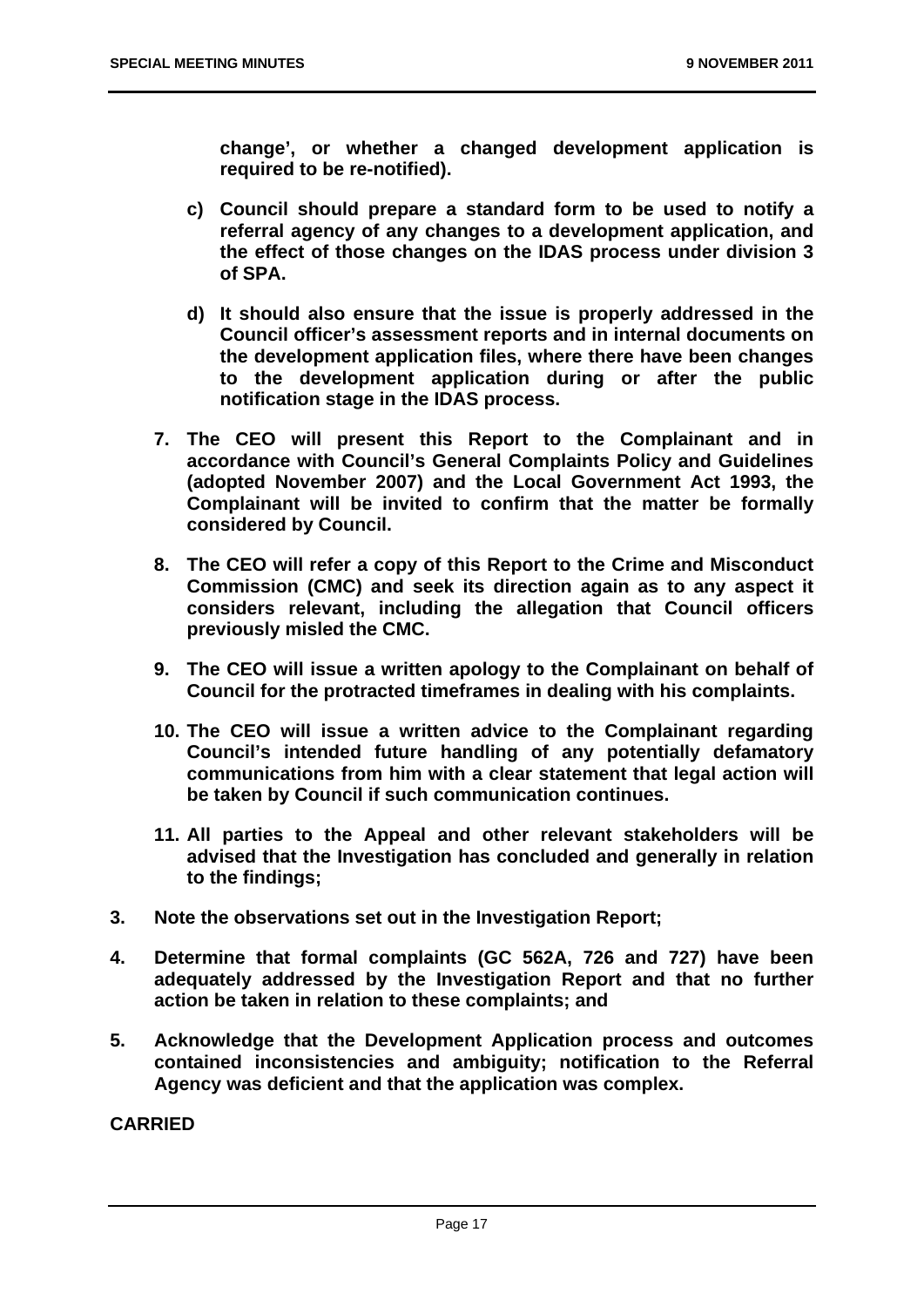**change', or whether a changed development application is required to be re-notified).**

**c) Council should prepare a standard form to be used to notify a referral agency of any changes to a development application, and the effect of those changes on the IDAS process under division 3 of SPA.**

**d) It should also ensure that the issue is properly addressed in the Council officer's assessment reports and in internal documents on the development application files, where there have been changes to the development application during or after the public notification stage in the IDAS process.**

**7. The CEO will present this Report to the Complainant and in accordance with Council's General Complaints Policy and Guidelines (adopted November 2007) and the Local Government Act 1993, the Complainant will be invited to confirm that the matter be formally considered by Council.**

**8. The CEO will refer a copy of this Report to the Crime and Misconduct Commission (CMC) and seek its direction again as to any aspect it considers relevant, including the allegation that Council officers previously misled the CMC.**

**9. The CEO will issue a written apology to the Complainant on behalf of Council for the protracted timeframes in dealing with his complaints.**

**10. The CEO will issue a written advice to the Complainant regarding Council's intended future handling of any potentially defamatory communications from him with a clear statement that legal action will be taken by Council if such communication continues.**

**11. All parties to the Appeal and other relevant stakeholders will be advised that the Investigation has concluded and generally in relation to the findings;**

**3. Note the observations set out in the Investigation Report;**

**4. Determine that formal complaints (GC 562A, 726 and 727) have been adequately addressed by the Investigation Report and that no further action be taken in relation to these complaints; and**

**5. Acknowledge that the Development Application process and outcomes contained inconsistencies and ambiguity; notification to the Referral Agency was deficient and that the application was complex.**

**CARRIED**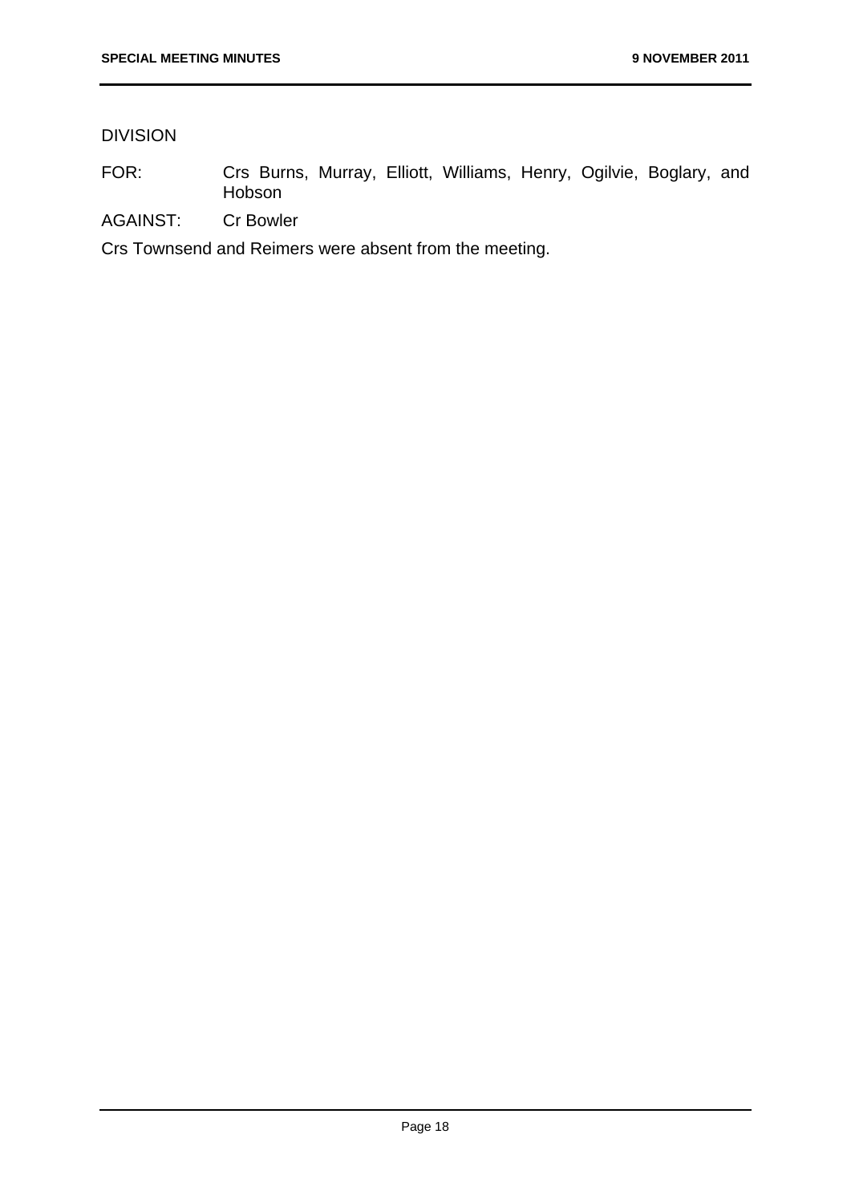DIVISION

FOR: Crs Burns, Murray, Elliott, Williams, Henry, Ogilvie, Boglary, and Hobson

AGAINST: Cr Bowler

Crs Townsend and Reimers were absent from the meeting.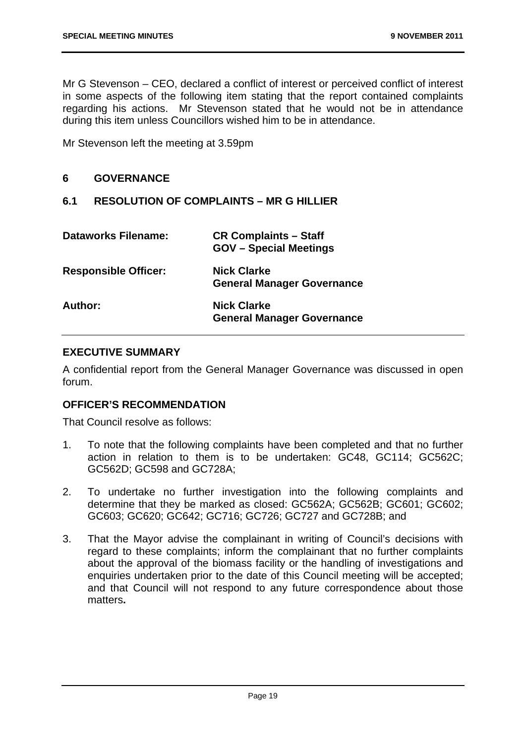Mr G Stevenson – CEO, declared a conflict of interest or perceived conflict of interest in some aspects of the following item stating that the report contained complaints regarding his actions. Mr Stevenson stated that he would not be in attendance during this item unless Councillors wished him to be in attendance.

Mr Stevenson left the meeting at 3.59pm

## 6 GOVERNANCE

### 6.1 RESOLUTION OF COMPLAINTS – MR G HILLIER

| | |
|---|---|
| **Dataworks Filename:** | **CR Complaints – Staff**<br>**GOV – Special Meetings** |
| **Responsible Officer:** | **Nick Clarke**<br>**General Manager Governance** |
| **Author:** | **Nick Clarke**<br>**General Manager Governance** |

**EXECUTIVE SUMMARY**

A confidential report from the General Manager Governance was discussed in open forum.

**OFFICER'S RECOMMENDATION**

That Council resolve as follows:

1. To note that the following complaints have been completed and that no further action in relation to them is to be undertaken: GC48, GC114; GC562C; GC562D; GC598 and GC728A;

2. To undertake no further investigation into the following complaints and determine that they be marked as closed: GC562A; GC562B; GC601; GC602; GC603; GC620; GC642; GC716; GC726; GC727 and GC728B; and

3. That the Mayor advise the complainant in writing of Council's decisions with regard to these complaints; inform the complainant that no further complaints about the approval of the biomass facility or the handling of investigations and enquiries undertaken prior to the date of this Council meeting will be accepted; and that Council will not respond to any future correspondence about those matters**.**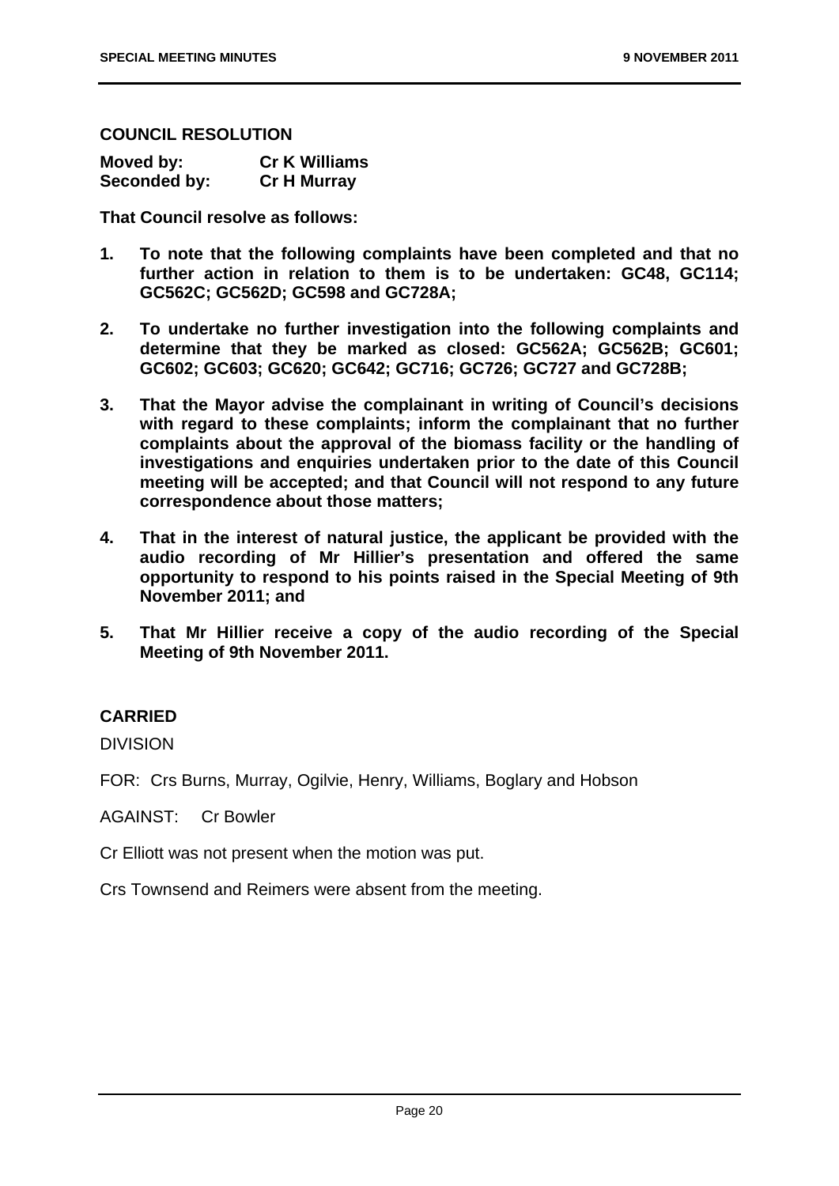**COUNCIL RESOLUTION**

| **Moved by:** | **Cr K Williams** |
| --- | --- |
| **Seconded by:** | **Cr H Murray** |

**That Council resolve as follows:**

1. **To note that the following complaints have been completed and that no further action in relation to them is to be undertaken: GC48, GC114; GC562C; GC562D; GC598 and GC728A;**

2. **To undertake no further investigation into the following complaints and determine that they be marked as closed: GC562A; GC562B; GC601; GC602; GC603; GC620; GC642; GC716; GC726; GC727 and GC728B;**

3. **That the Mayor advise the complainant in writing of Council's decisions with regard to these complaints; inform the complainant that no further complaints about the approval of the biomass facility or the handling of investigations and enquiries undertaken prior to the date of this Council meeting will be accepted; and that Council will not respond to any future correspondence about those matters;**

4. **That in the interest of natural justice, the applicant be provided with the audio recording of Mr Hillier's presentation and offered the same opportunity to respond to his points raised in the Special Meeting of 9th November 2011; and**

5. **That Mr Hillier receive a copy of the audio recording of the Special Meeting of 9th November 2011.**

**CARRIED**

DIVISION

FOR: Crs Burns, Murray, Ogilvie, Henry, Williams, Boglary and Hobson

AGAINST: Cr Bowler

Cr Elliott was not present when the motion was put.

Crs Townsend and Reimers were absent from the meeting.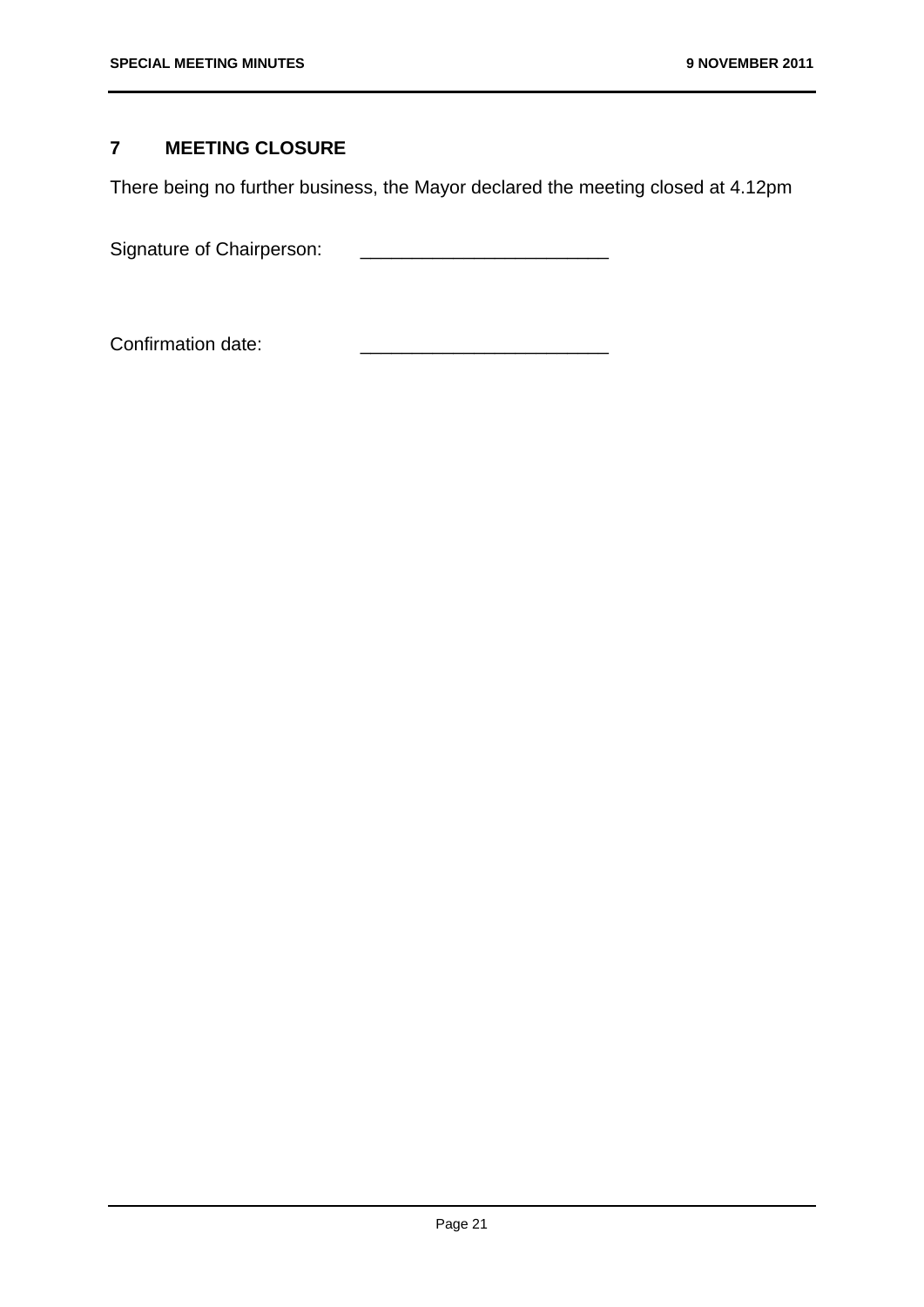## 7 MEETING CLOSURE

There being no further business, the Mayor declared the meeting closed at 4.12pm

Signature of Chairperson: ________________________

Confirmation date: ________________________